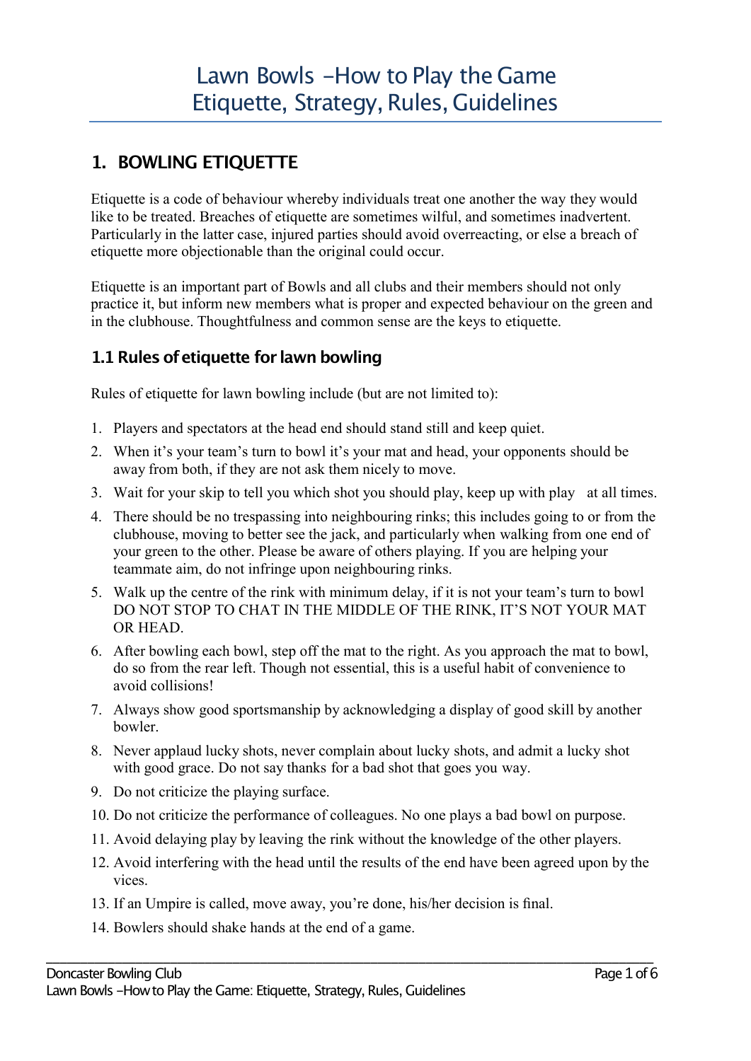# Lawn Bowls –How to Play the Game
# Etiquette, Strategy, Rules, Guidelines

## 1. BOWLING ETIQUETTE

Etiquette is a code of behaviour whereby individuals treat one another the way they would like to be treated. Breaches of etiquette are sometimes wilful, and sometimes inadvertent. Particularly in the latter case, injured parties should avoid overreacting, or else a breach of etiquette more objectionable than the original could occur.

Etiquette is an important part of Bowls and all clubs and their members should not only practice it, but inform new members what is proper and expected behaviour on the green and in the clubhouse. Thoughtfulness and common sense are the keys to etiquette.

### 1.1 Rules of etiquette for lawn bowling

Rules of etiquette for lawn bowling include (but are not limited to):

1. Players and spectators at the head end should stand still and keep quiet.
2. When it's your team's turn to bowl it's your mat and head, your opponents should be away from both, if they are not ask them nicely to move.
3. Wait for your skip to tell you which shot you should play, keep up with play at all times.
4. There should be no trespassing into neighbouring rinks; this includes going to or from the clubhouse, moving to better see the jack, and particularly when walking from one end of your green to the other. Please be aware of others playing. If you are helping your teammate aim, do not infringe upon neighbouring rinks.
5. Walk up the centre of the rink with minimum delay, if it is not your team's turn to bowl DO NOT STOP TO CHAT IN THE MIDDLE OF THE RINK, IT'S NOT YOUR MAT OR HEAD.
6. After bowling each bowl, step off the mat to the right. As you approach the mat to bowl, do so from the rear left. Though not essential, this is a useful habit of convenience to avoid collisions!
7. Always show good sportsmanship by acknowledging a display of good skill by another bowler.
8. Never applaud lucky shots, never complain about lucky shots, and admit a lucky shot with good grace. Do not say thanks for a bad shot that goes you way.
9. Do not criticize the playing surface.
10. Do not criticize the performance of colleagues. No one plays a bad bowl on purpose.
11. Avoid delaying play by leaving the rink without the knowledge of the other players.
12. Avoid interfering with the head until the results of the end have been agreed upon by the vices.
13. If an Umpire is called, move away, you're done, his/her decision is final.
14. Bowlers should shake hands at the end of a game.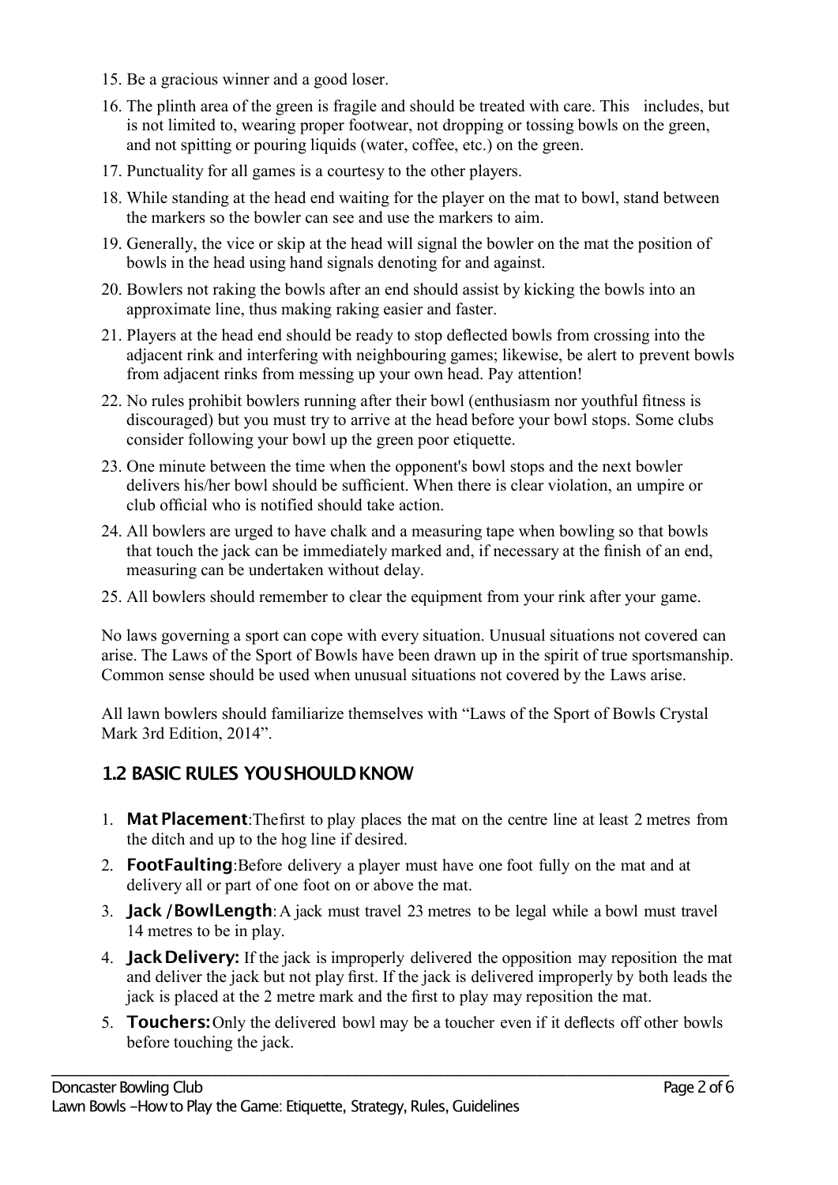15. Be a gracious winner and a good loser.
16. The plinth area of the green is fragile and should be treated with care. This includes, but is not limited to, wearing proper footwear, not dropping or tossing bowls on the green, and not spitting or pouring liquids (water, coffee, etc.) on the green.
17. Punctuality for all games is a courtesy to the other players.
18. While standing at the head end waiting for the player on the mat to bowl, stand between the markers so the bowler can see and use the markers to aim.
19. Generally, the vice or skip at the head will signal the bowler on the mat the position of bowls in the head using hand signals denoting for and against.
20. Bowlers not raking the bowls after an end should assist by kicking the bowls into an approximate line, thus making raking easier and faster.
21. Players at the head end should be ready to stop deflected bowls from crossing into the adjacent rink and interfering with neighbouring games; likewise, be alert to prevent bowls from adjacent rinks from messing up your own head. Pay attention!
22. No rules prohibit bowlers running after their bowl (enthusiasm nor youthful fitness is discouraged) but you must try to arrive at the head before your bowl stops. Some clubs consider following your bowl up the green poor etiquette.
23. One minute between the time when the opponent's bowl stops and the next bowler delivers his/her bowl should be sufficient. When there is clear violation, an umpire or club official who is notified should take action.
24. All bowlers are urged to have chalk and a measuring tape when bowling so that bowls that touch the jack can be immediately marked and, if necessary at the finish of an end, measuring can be undertaken without delay.
25. All bowlers should remember to clear the equipment from your rink after your game.

No laws governing a sport can cope with every situation. Unusual situations not covered can arise. The Laws of the Sport of Bowls have been drawn up in the spirit of true sportsmanship. Common sense should be used when unusual situations not covered by the Laws arise.

All lawn bowlers should familiarize themselves with "Laws of the Sport of Bowls Crystal Mark 3rd Edition, 2014".

## 1.2 BASIC RULES YOU SHOULD KNOW

1. **Mat Placement**: The first to play places the mat on the centre line at least 2 metres from the ditch and up to the hog line if desired.
2. **Foot Faulting**: Before delivery a player must have one foot fully on the mat and at delivery all or part of one foot on or above the mat.
3. **Jack / Bowl Length**: A jack must travel 23 metres to be legal while a bowl must travel 14 metres to be in play.
4. **Jack Delivery:** If the jack is improperly delivered the opposition may reposition the mat and deliver the jack but not play first. If the jack is delivered improperly by both leads the jack is placed at the 2 metre mark and the first to play may reposition the mat.
5. **Touchers:** Only the delivered bowl may be a toucher even if it deflects off other bowls before touching the jack.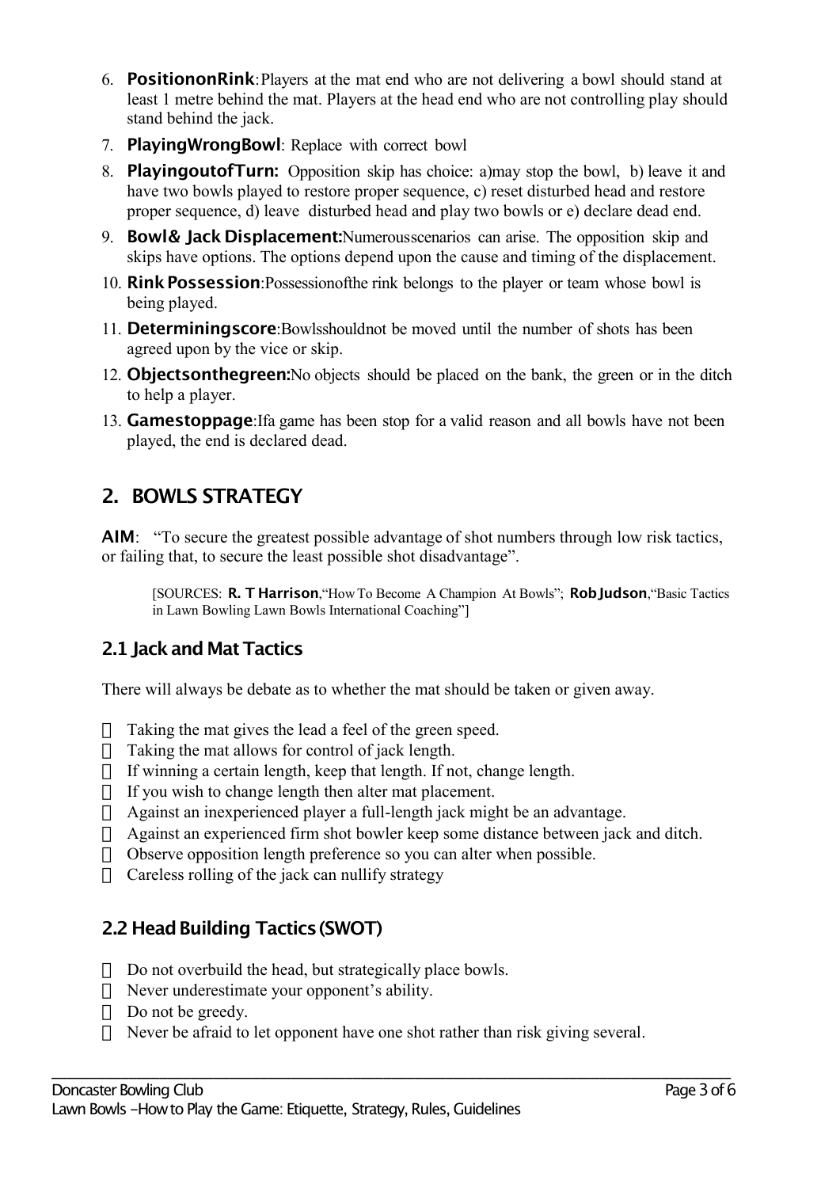6. **PositiononRink**: Players at the mat end who are not delivering a bowl should stand at least 1 metre behind the mat. Players at the head end who are not controlling play should stand behind the jack.
7. **PlayingWrongBowl**: Replace with correct bowl
8. **PlayingoutofTurn:** Opposition skip has choice: a)may stop the bowl, b) leave it and have two bowls played to restore proper sequence, c) reset disturbed head and restore proper sequence, d) leave disturbed head and play two bowls or e) declare dead end.
9. **Bowl& Jack Displacement:**Numerousscenarios can arise. The opposition skip and skips have options. The options depend upon the cause and timing of the displacement.
10. **Rink Possession**:Possessionofthe rink belongs to the player or team whose bowl is being played.
11. **Determiningscore**:Bowlsshouldnot be moved until the number of shots has been agreed upon by the vice or skip.
12. **Objectsonthegreen:**No objects should be placed on the bank, the green or in the ditch to help a player.
13. **Gamestoppage**:Ifa game has been stop for a valid reason and all bowls have not been played, the end is declared dead.

## 2. BOWLS STRATEGY

**AIM**: "To secure the greatest possible advantage of shot numbers through low risk tactics, or failing that, to secure the least possible shot disadvantage".

[SOURCES: **R. T Harrison**,"How To Become A Champion At Bowls"; **Rob Judson**,"Basic Tactics in Lawn Bowling Lawn Bowls International Coaching"]

### 2.1 Jack and Mat Tactics

There will always be debate as to whether the mat should be taken or given away.

- Taking the mat gives the lead a feel of the green speed.
- Taking the mat allows for control of jack length.
- If winning a certain length, keep that length. If not, change length.
- If you wish to change length then alter mat placement.
- Against an inexperienced player a full-length jack might be an advantage.
- Against an experienced firm shot bowler keep some distance between jack and ditch.
- Observe opposition length preference so you can alter when possible.
- Careless rolling of the jack can nullify strategy

### 2.2 Head Building Tactics (SWOT)

- Do not overbuild the head, but strategically place bowls.
- Never underestimate your opponent's ability.
- Do not be greedy.
- Never be afraid to let opponent have one shot rather than risk giving several.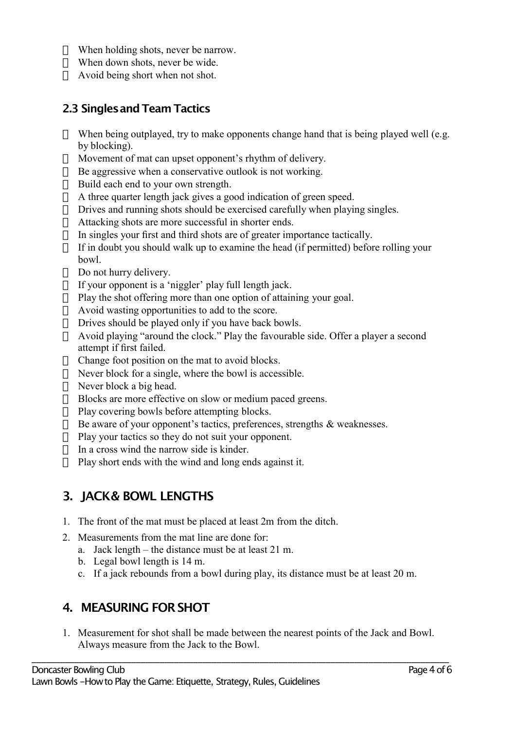- When holding shots, never be narrow.
- When down shots, never be wide.
- Avoid being short when not shot.

## 2.3 Singles and Team Tactics

- When being outplayed, try to make opponents change hand that is being played well (e.g. by blocking).
- Movement of mat can upset opponent's rhythm of delivery.
- Be aggressive when a conservative outlook is not working.
- Build each end to your own strength.
- A three quarter length jack gives a good indication of green speed.
- Drives and running shots should be exercised carefully when playing singles.
- Attacking shots are more successful in shorter ends.
- In singles your first and third shots are of greater importance tactically.
- If in doubt you should walk up to examine the head (if permitted) before rolling your bowl.
- Do not hurry delivery.
- If your opponent is a 'niggler' play full length jack.
- Play the shot offering more than one option of attaining your goal.
- Avoid wasting opportunities to add to the score.
- Drives should be played only if you have back bowls.
- Avoid playing "around the clock." Play the favourable side. Offer a player a second attempt if first failed.
- Change foot position on the mat to avoid blocks.
- Never block for a single, where the bowl is accessible.
- Never block a big head.
- Blocks are more effective on slow or medium paced greens.
- Play covering bowls before attempting blocks.
- Be aware of your opponent's tactics, preferences, strengths & weaknesses.
- Play your tactics so they do not suit your opponent.
- In a cross wind the narrow side is kinder.
- Play short ends with the wind and long ends against it.

# 3. JACK & BOWL LENGTHS

1. The front of the mat must be placed at least 2m from the ditch.
2. Measurements from the mat line are done for:
   a. Jack length – the distance must be at least 21 m.
   b. Legal bowl length is 14 m.
   c. If a jack rebounds from a bowl during play, its distance must be at least 20 m.

# 4. MEASURING FOR SHOT

1. Measurement for shot shall be made between the nearest points of the Jack and Bowl. Always measure from the Jack to the Bowl.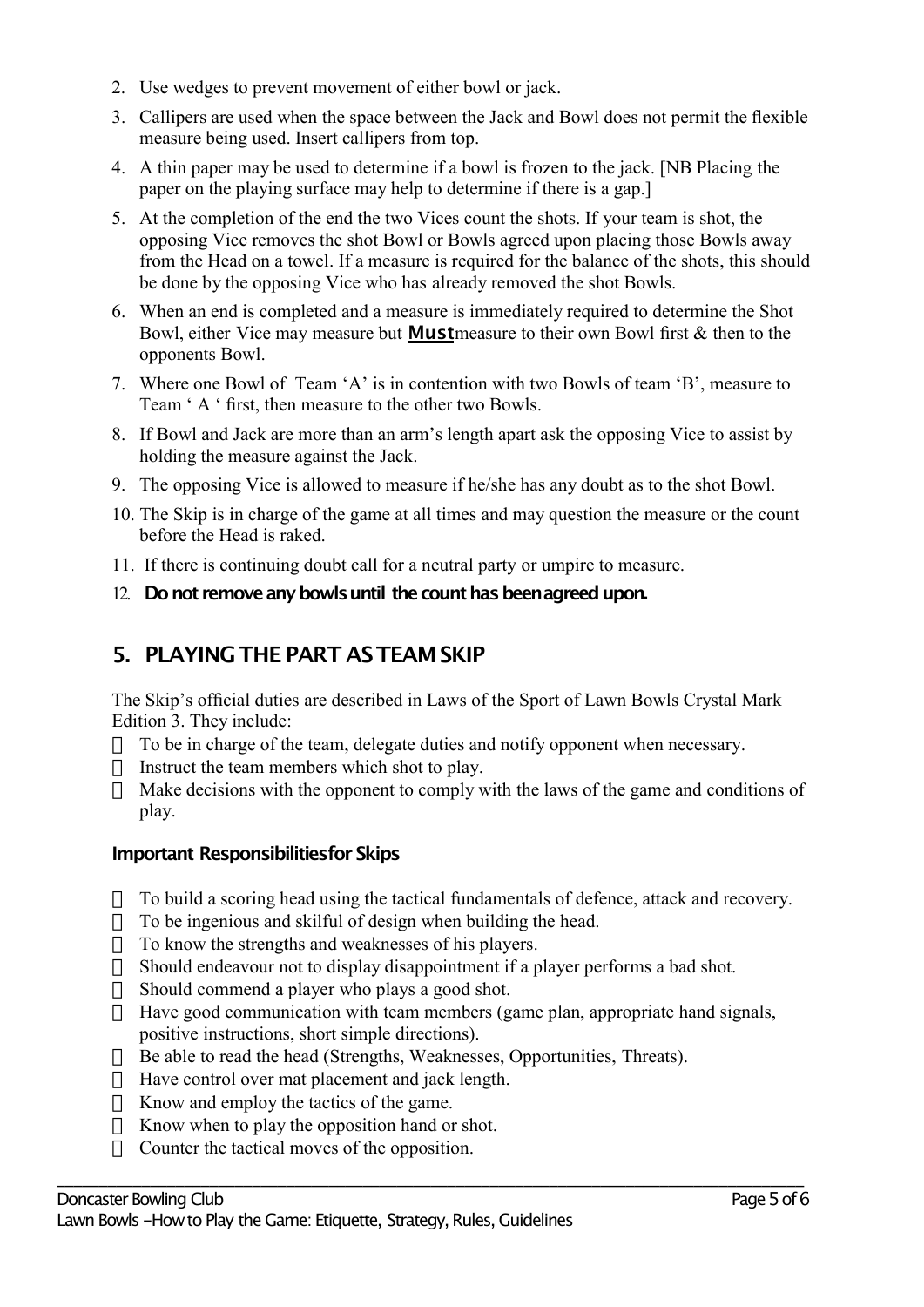2. Use wedges to prevent movement of either bowl or jack.
3. Callipers are used when the space between the Jack and Bowl does not permit the flexible measure being used. Insert callipers from top.
4. A thin paper may be used to determine if a bowl is frozen to the jack. [NB Placing the paper on the playing surface may help to determine if there is a gap.]
5. At the completion of the end the two Vices count the shots. If your team is shot, the opposing Vice removes the shot Bowl or Bowls agreed upon placing those Bowls away from the Head on a towel. If a measure is required for the balance of the shots, this should be done by the opposing Vice who has already removed the shot Bowls.
6. When an end is completed and a measure is immediately required to determine the Shot Bowl, either Vice may measure but **Must** measure to their own Bowl first & then to the opponents Bowl.
7. Where one Bowl of Team 'A' is in contention with two Bowls of team 'B', measure to Team ' A ' first, then measure to the other two Bowls.
8. If Bowl and Jack are more than an arm's length apart ask the opposing Vice to assist by holding the measure against the Jack.
9. The opposing Vice is allowed to measure if he/she has any doubt as to the shot Bowl.
10. The Skip is in charge of the game at all times and may question the measure or the count before the Head is raked.
11. If there is continuing doubt call for a neutral party or umpire to measure.
12. **Do not remove any bowls until the count has been agreed upon.**

## 5. PLAYING THE PART AS TEAM SKIP

The Skip's official duties are described in Laws of the Sport of Lawn Bowls Crystal Mark Edition 3. They include:

- To be in charge of the team, delegate duties and notify opponent when necessary.
- Instruct the team members which shot to play.
- Make decisions with the opponent to comply with the laws of the game and conditions of play.

### Important Responsibilities for Skips

- To build a scoring head using the tactical fundamentals of defence, attack and recovery.
- To be ingenious and skilful of design when building the head.
- To know the strengths and weaknesses of his players.
- Should endeavour not to display disappointment if a player performs a bad shot.
- Should commend a player who plays a good shot.
- Have good communication with team members (game plan, appropriate hand signals, positive instructions, short simple directions).
- Be able to read the head (Strengths, Weaknesses, Opportunities, Threats).
- Have control over mat placement and jack length.
- Know and employ the tactics of the game.
- Know when to play the opposition hand or shot.
- Counter the tactical moves of the opposition.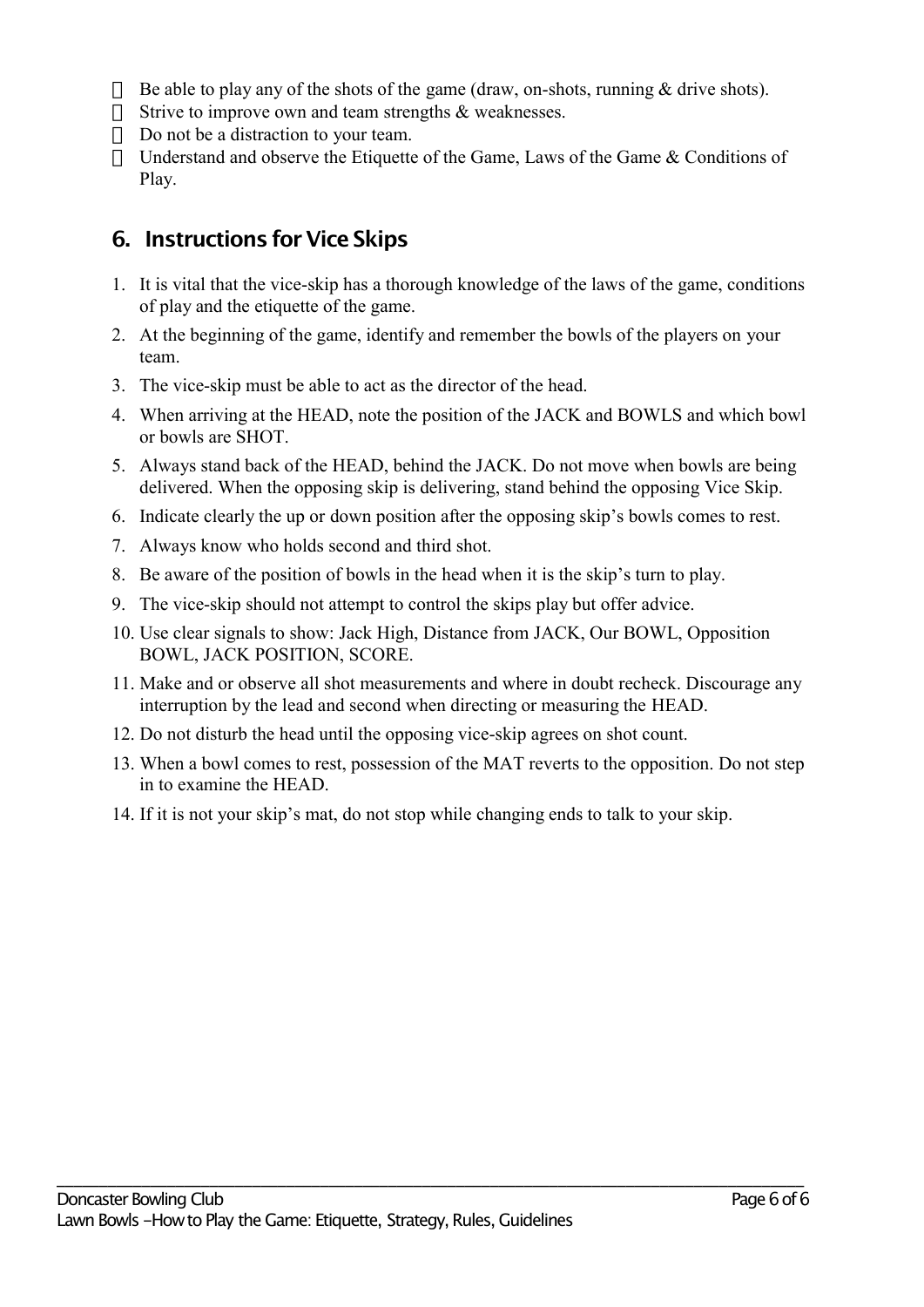- Be able to play any of the shots of the game (draw, on-shots, running & drive shots).
- Strive to improve own and team strengths & weaknesses.
- Do not be a distraction to your team.
- Understand and observe the Etiquette of the Game, Laws of the Game & Conditions of Play.

## 6. Instructions for Vice Skips

1. It is vital that the vice-skip has a thorough knowledge of the laws of the game, conditions of play and the etiquette of the game.
2. At the beginning of the game, identify and remember the bowls of the players on your team.
3. The vice-skip must be able to act as the director of the head.
4. When arriving at the HEAD, note the position of the JACK and BOWLS and which bowl or bowls are SHOT.
5. Always stand back of the HEAD, behind the JACK. Do not move when bowls are being delivered. When the opposing skip is delivering, stand behind the opposing Vice Skip.
6. Indicate clearly the up or down position after the opposing skip's bowls comes to rest.
7. Always know who holds second and third shot.
8. Be aware of the position of bowls in the head when it is the skip's turn to play.
9. The vice-skip should not attempt to control the skips play but offer advice.
10. Use clear signals to show: Jack High, Distance from JACK, Our BOWL, Opposition BOWL, JACK POSITION, SCORE.
11. Make and or observe all shot measurements and where in doubt recheck. Discourage any interruption by the lead and second when directing or measuring the HEAD.
12. Do not disturb the head until the opposing vice-skip agrees on shot count.
13. When a bowl comes to rest, possession of the MAT reverts to the opposition. Do not step in to examine the HEAD.
14. If it is not your skip's mat, do not stop while changing ends to talk to your skip.